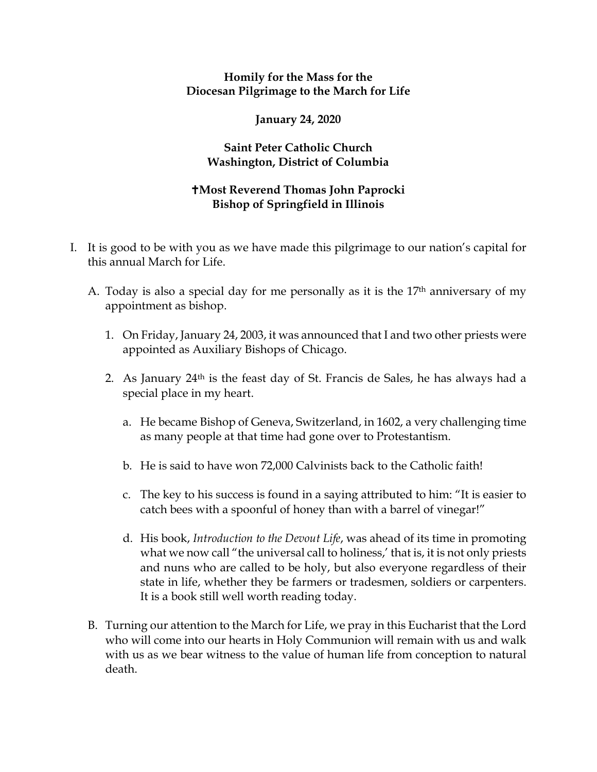**Homily for the Mass for the**
**Diocesan Pilgrimage to the March for Life**

**January 24, 2020**

**Saint Peter Catholic Church**
**Washington, District of Columbia**

**✝Most Reverend Thomas John Paprocki**
**Bishop of Springfield in Illinois**

I. It is good to be with you as we have made this pilgrimage to our nation's capital for this annual March for Life.

   A. Today is also a special day for me personally as it is the 17th anniversary of my appointment as bishop.

      1. On Friday, January 24, 2003, it was announced that I and two other priests were appointed as Auxiliary Bishops of Chicago.

      2. As January 24th is the feast day of St. Francis de Sales, he has always had a special place in my heart.

         a. He became Bishop of Geneva, Switzerland, in 1602, a very challenging time as many people at that time had gone over to Protestantism.

         b. He is said to have won 72,000 Calvinists back to the Catholic faith!

         c. The key to his success is found in a saying attributed to him: "It is easier to catch bees with a spoonful of honey than with a barrel of vinegar!"

         d. His book, *Introduction to the Devout Life*, was ahead of its time in promoting what we now call "the universal call to holiness,' that is, it is not only priests and nuns who are called to be holy, but also everyone regardless of their state in life, whether they be farmers or tradesmen, soldiers or carpenters. It is a book still well worth reading today.

   B. Turning our attention to the March for Life, we pray in this Eucharist that the Lord who will come into our hearts in Holy Communion will remain with us and walk with us as we bear witness to the value of human life from conception to natural death.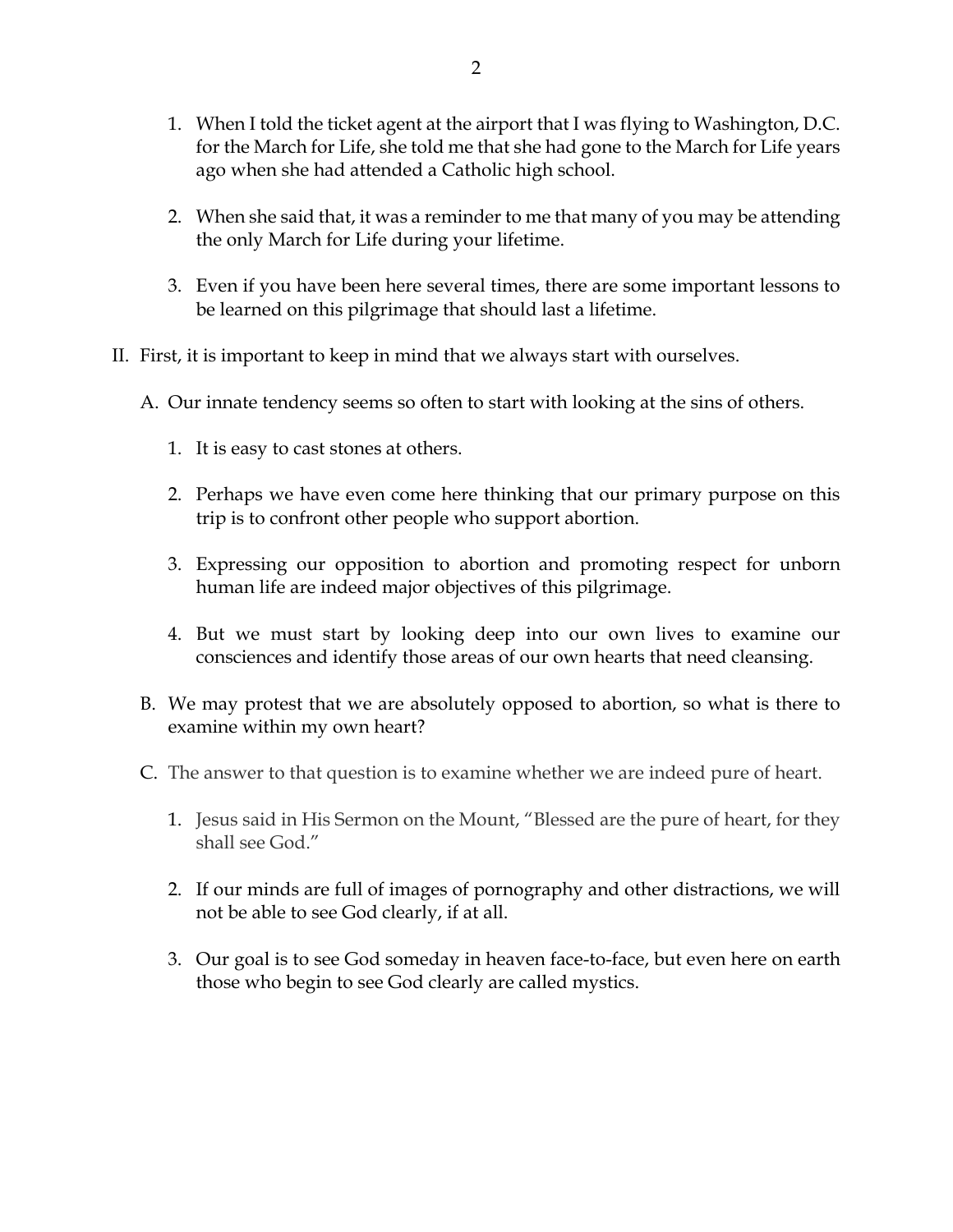1. When I told the ticket agent at the airport that I was flying to Washington, D.C. for the March for Life, she told me that she had gone to the March for Life years ago when she had attended a Catholic high school.

2. When she said that, it was a reminder to me that many of you may be attending the only March for Life during your lifetime.

3. Even if you have been here several times, there are some important lessons to be learned on this pilgrimage that should last a lifetime.

II. First, it is important to keep in mind that we always start with ourselves.

   A. Our innate tendency seems so often to start with looking at the sins of others.

      1. It is easy to cast stones at others.

      2. Perhaps we have even come here thinking that our primary purpose on this trip is to confront other people who support abortion.

      3. Expressing our opposition to abortion and promoting respect for unborn human life are indeed major objectives of this pilgrimage.

      4. But we must start by looking deep into our own lives to examine our consciences and identify those areas of our own hearts that need cleansing.

   B. We may protest that we are absolutely opposed to abortion, so what is there to examine within my own heart?

   C. The answer to that question is to examine whether we are indeed pure of heart.

      1. Jesus said in His Sermon on the Mount, "Blessed are the pure of heart, for they shall see God."

      2. If our minds are full of images of pornography and other distractions, we will not be able to see God clearly, if at all.

      3. Our goal is to see God someday in heaven face-to-face, but even here on earth those who begin to see God clearly are called mystics.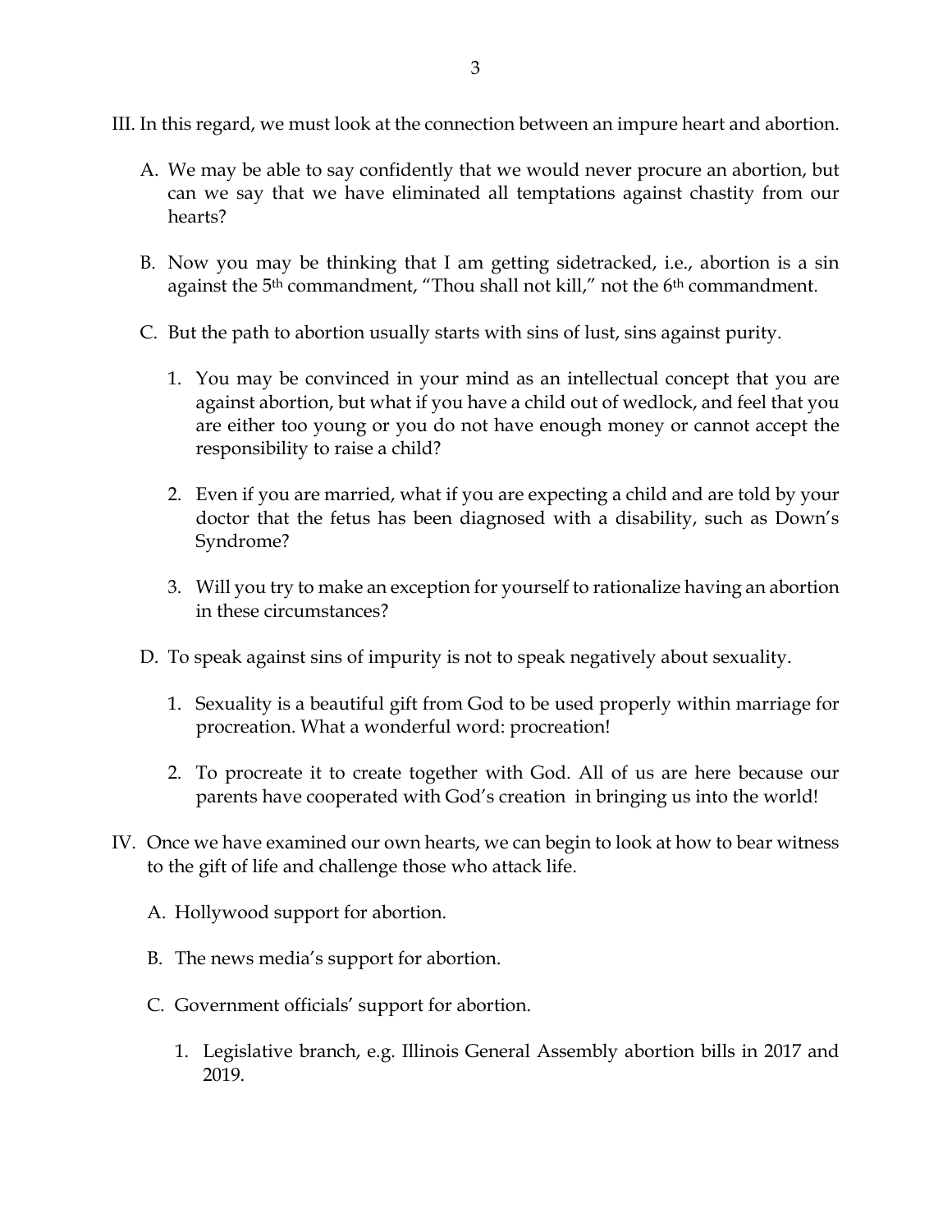III. In this regard, we must look at the connection between an impure heart and abortion.

   A. We may be able to say confidently that we would never procure an abortion, but can we say that we have eliminated all temptations against chastity from our hearts?

   B. Now you may be thinking that I am getting sidetracked, i.e., abortion is a sin against the 5th commandment, "Thou shall not kill," not the 6th commandment.

   C. But the path to abortion usually starts with sins of lust, sins against purity.

      1. You may be convinced in your mind as an intellectual concept that you are against abortion, but what if you have a child out of wedlock, and feel that you are either too young or you do not have enough money or cannot accept the responsibility to raise a child?

      2. Even if you are married, what if you are expecting a child and are told by your doctor that the fetus has been diagnosed with a disability, such as Down's Syndrome?

      3. Will you try to make an exception for yourself to rationalize having an abortion in these circumstances?

   D. To speak against sins of impurity is not to speak negatively about sexuality.

      1. Sexuality is a beautiful gift from God to be used properly within marriage for procreation. What a wonderful word: procreation!

      2. To procreate it to create together with God. All of us are here because our parents have cooperated with God's creation in bringing us into the world!

IV. Once we have examined our own hearts, we can begin to look at how to bear witness to the gift of life and challenge those who attack life.

   A. Hollywood support for abortion.

   B. The news media's support for abortion.

   C. Government officials' support for abortion.

      1. Legislative branch, e.g. Illinois General Assembly abortion bills in 2017 and 2019.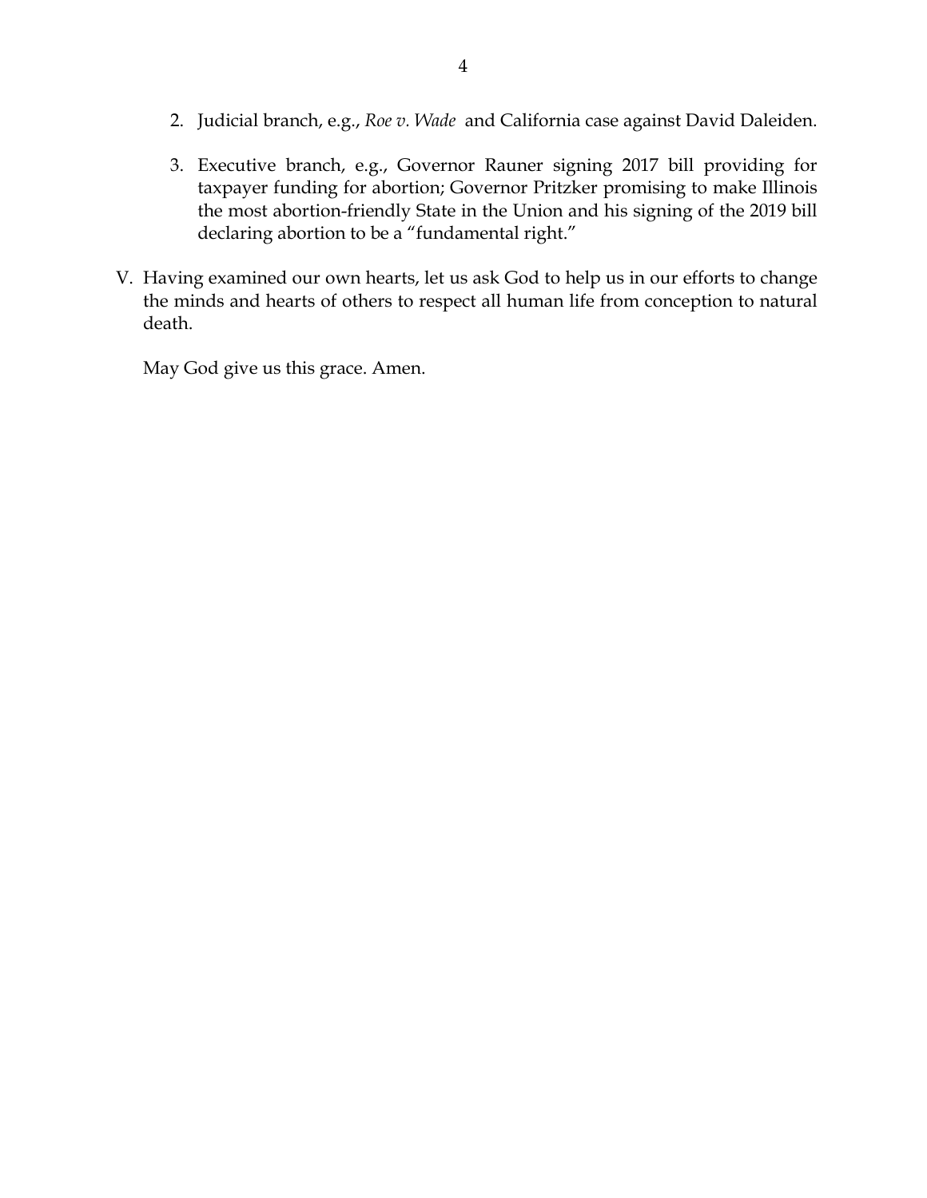2. Judicial branch, e.g., *Roe v. Wade* and California case against David Daleiden.

3. Executive branch, e.g., Governor Rauner signing 2017 bill providing for taxpayer funding for abortion; Governor Pritzker promising to make Illinois the most abortion-friendly State in the Union and his signing of the 2019 bill declaring abortion to be a "fundamental right."

V. Having examined our own hearts, let us ask God to help us in our efforts to change the minds and hearts of others to respect all human life from conception to natural death.

May God give us this grace. Amen.